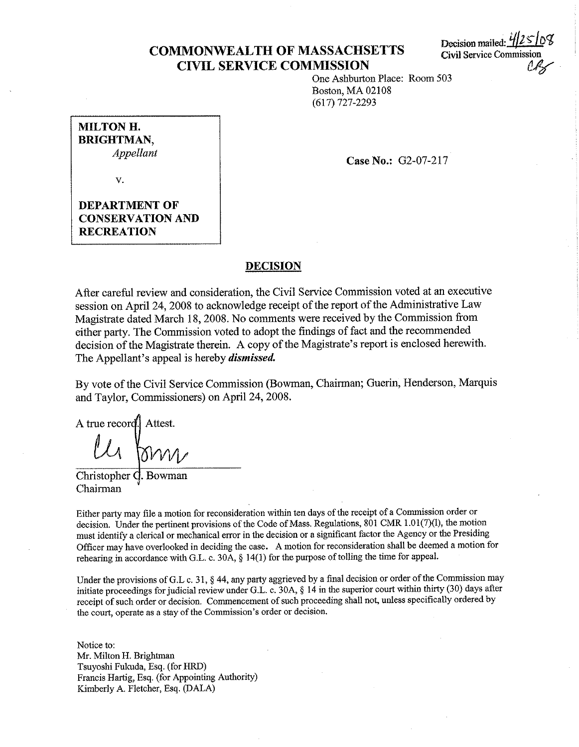# COMMONWEALTH OF MASSACHSETTS
# CIVIL SERVICE COMMISSION

Decision mailed: 4/25/08
Civil Service Commission

One Ashburton Place: Room 503
Boston, MA 02108
(617) 727-2293

| |
|---|
| **MILTON H. BRIGHTMAN,** *Appellant* |
| v. |
| **DEPARTMENT OF CONSERVATION AND RECREATION** |

**Case No.:** G2-07-217

## DECISION

After careful review and consideration, the Civil Service Commission voted at an executive session on April 24, 2008 to acknowledge receipt of the report of the Administrative Law Magistrate dated March 18, 2008. No comments were received by the Commission from either party. The Commission voted to adopt the findings of fact and the recommended decision of the Magistrate therein. A copy of the Magistrate's report is enclosed herewith. The Appellant's appeal is hereby ***dismissed.***

By vote of the Civil Service Commission (Bowman, Chairman; Guerin, Henderson, Marquis and Taylor, Commissioners) on April 24, 2008.

A true record. Attest.

Christopher C. Bowman
Chairman

Either party may file a motion for reconsideration within ten days of the receipt of a Commission order or decision. Under the pertinent provisions of the Code of Mass. Regulations, 801 CMR 1.01(7)(l), the motion must identify a clerical or mechanical error in the decision or a significant factor the Agency or the Presiding Officer may have overlooked in deciding the case. A motion for reconsideration shall be deemed a motion for rehearing in accordance with G.L. c. 30A, § 14(1) for the purpose of tolling the time for appeal.

Under the provisions of G.L c. 31, § 44, any party aggrieved by a final decision or order of the Commission may initiate proceedings for judicial review under G.L. c. 30A, § 14 in the superior court within thirty (30) days after receipt of such order or decision. Commencement of such proceeding shall not, unless specifically ordered by the court, operate as a stay of the Commission's order or decision.

Notice to:
Mr. Milton H. Brightman
Tsuyoshi Fukuda, Esq. (for HRD)
Francis Hartig, Esq. (for Appointing Authority)
Kimberly A. Fletcher, Esq. (DALA)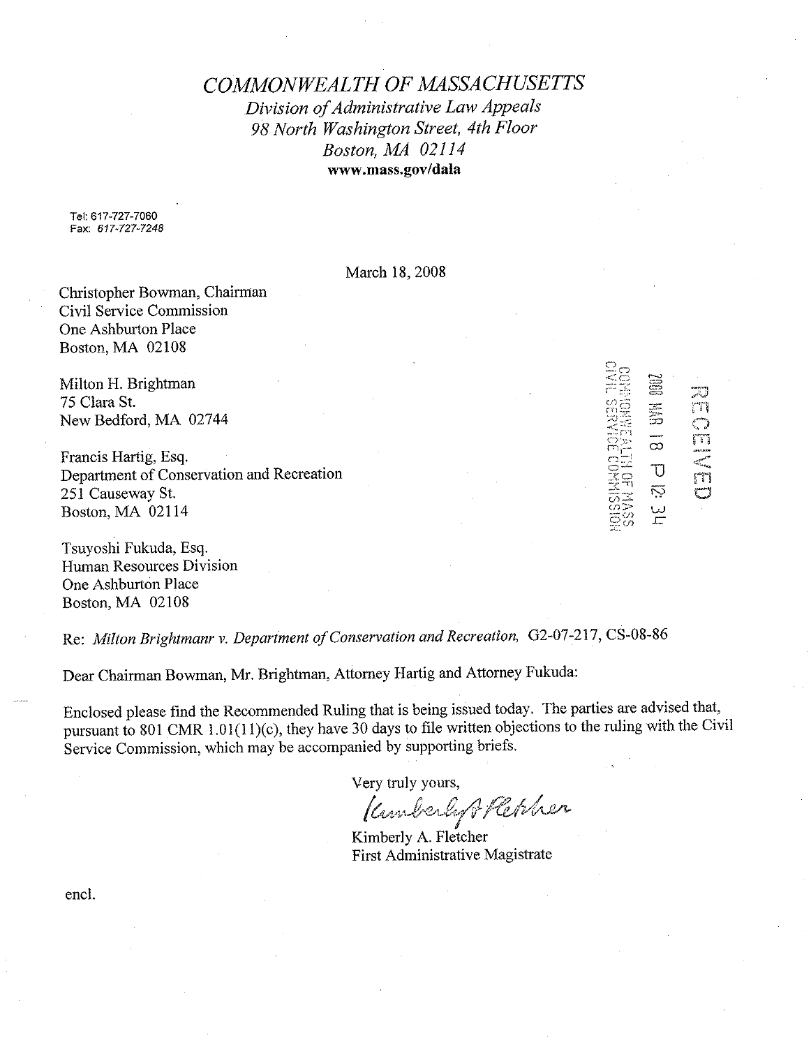# *COMMONWEALTH OF MASSACHUSETTS*

*Division of Administrative Law Appeals*
*98 North Washington Street, 4th Floor*
*Boston, MA 02114*
**www.mass.gov/dala**

Tel: 617-727-7060
Fax: *617-727-7248*

March 18, 2008

Christopher Bowman, Chairman
Civil Service Commission
One Ashburton Place
Boston, MA 02108

Milton H. Brightman
75 Clara St.
New Bedford, MA 02744

Francis Hartig, Esq.
Department of Conservation and Recreation
251 Causeway St.
Boston, MA 02114

Tsuyoshi Fukuda, Esq.
Human Resources Division
One Ashburton Place
Boston, MA 02108

RECEIVED
2008 MAR 18 P 12:34
COMMONWEALTH OF MASS
CIVIL SERVICE COMMISSION

Re: *Milton Brightmanr v. Department of Conservation and Recreation,* G2-07-217, CS-08-86

Dear Chairman Bowman, Mr. Brightman, Attorney Hartig and Attorney Fukuda:

Enclosed please find the Recommended Ruling that is being issued today. The parties are advised that, pursuant to 801 CMR 1.01(11)(c), they have 30 days to file written objections to the ruling with the Civil Service Commission, which may be accompanied by supporting briefs.

Very truly yours,

*Kimberly A. Fletcher*

Kimberly A. Fletcher
First Administrative Magistrate

encl.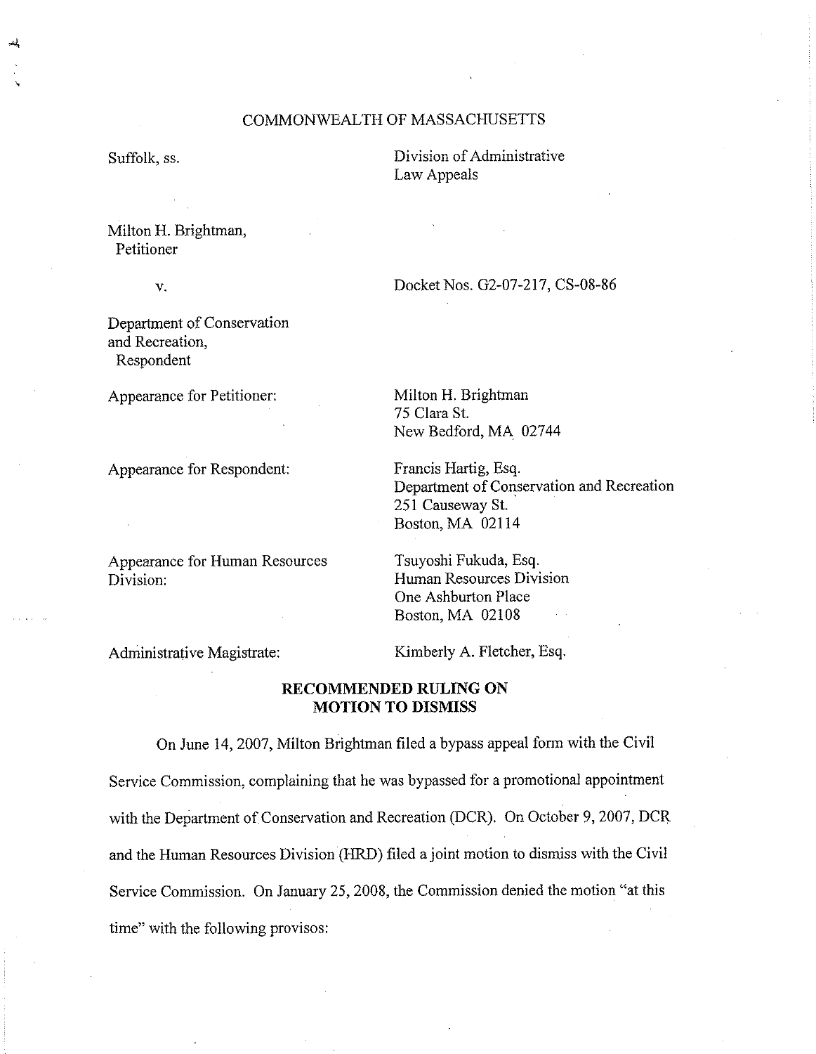COMMONWEALTH OF MASSACHUSETTS

Suffolk, ss.

Division of Administrative Law Appeals

Milton H. Brightman,
Petitioner

v.

Docket Nos. G2-07-217, CS-08-86

Department of Conservation and Recreation,
Respondent

Appearance for Petitioner:

Milton H. Brightman
75 Clara St.
New Bedford, MA 02744

Appearance for Respondent:

Francis Hartig, Esq.
Department of Conservation and Recreation
251 Causeway St.
Boston, MA 02114

Appearance for Human Resources Division:

Tsuyoshi Fukuda, Esq.
Human Resources Division
One Ashburton Place
Boston, MA 02108

Administrative Magistrate:

Kimberly A. Fletcher, Esq.

**RECOMMENDED RULING ON MOTION TO DISMISS**

On June 14, 2007, Milton Brightman filed a bypass appeal form with the Civil Service Commission, complaining that he was bypassed for a promotional appointment with the Department of Conservation and Recreation (DCR). On October 9, 2007, DCR and the Human Resources Division (HRD) filed a joint motion to dismiss with the Civil Service Commission. On January 25, 2008, the Commission denied the motion "at this time" with the following provisos: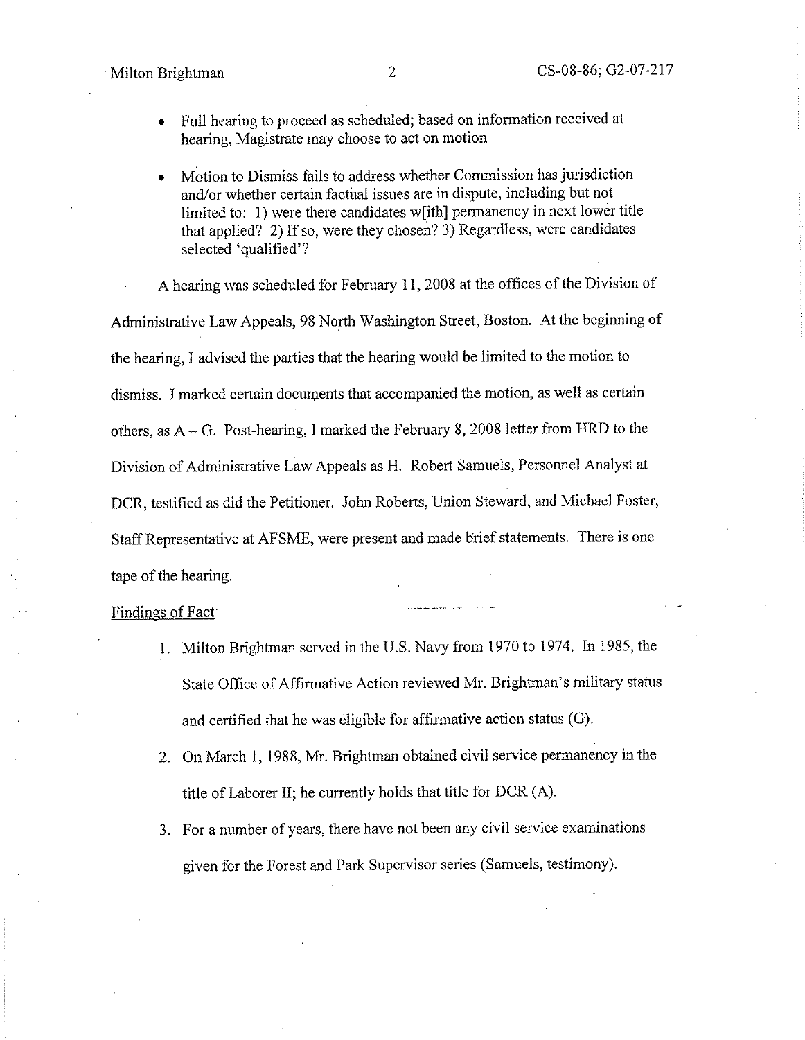- Full hearing to proceed as scheduled; based on information received at hearing, Magistrate may choose to act on motion

- Motion to Dismiss fails to address whether Commission has jurisdiction and/or whether certain factual issues are in dispute, including but not limited to: 1) were there candidates w[ith] permanency in next lower title that applied? 2) If so, were they chosen? 3) Regardless, were candidates selected 'qualified'?

A hearing was scheduled for February 11, 2008 at the offices of the Division of Administrative Law Appeals, 98 North Washington Street, Boston. At the beginning of the hearing, I advised the parties that the hearing would be limited to the motion to dismiss. I marked certain documents that accompanied the motion, as well as certain others, as A – G. Post-hearing, I marked the February 8, 2008 letter from HRD to the Division of Administrative Law Appeals as H. Robert Samuels, Personnel Analyst at DCR, testified as did the Petitioner. John Roberts, Union Steward, and Michael Foster, Staff Representative at AFSME, were present and made brief statements. There is one tape of the hearing.

Findings of Fact

1. Milton Brightman served in the U.S. Navy from 1970 to 1974. In 1985, the State Office of Affirmative Action reviewed Mr. Brightman's military status and certified that he was eligible for affirmative action status (G).

2. On March 1, 1988, Mr. Brightman obtained civil service permanency in the title of Laborer II; he currently holds that title for DCR (A).

3. For a number of years, there have not been any civil service examinations given for the Forest and Park Supervisor series (Samuels, testimony).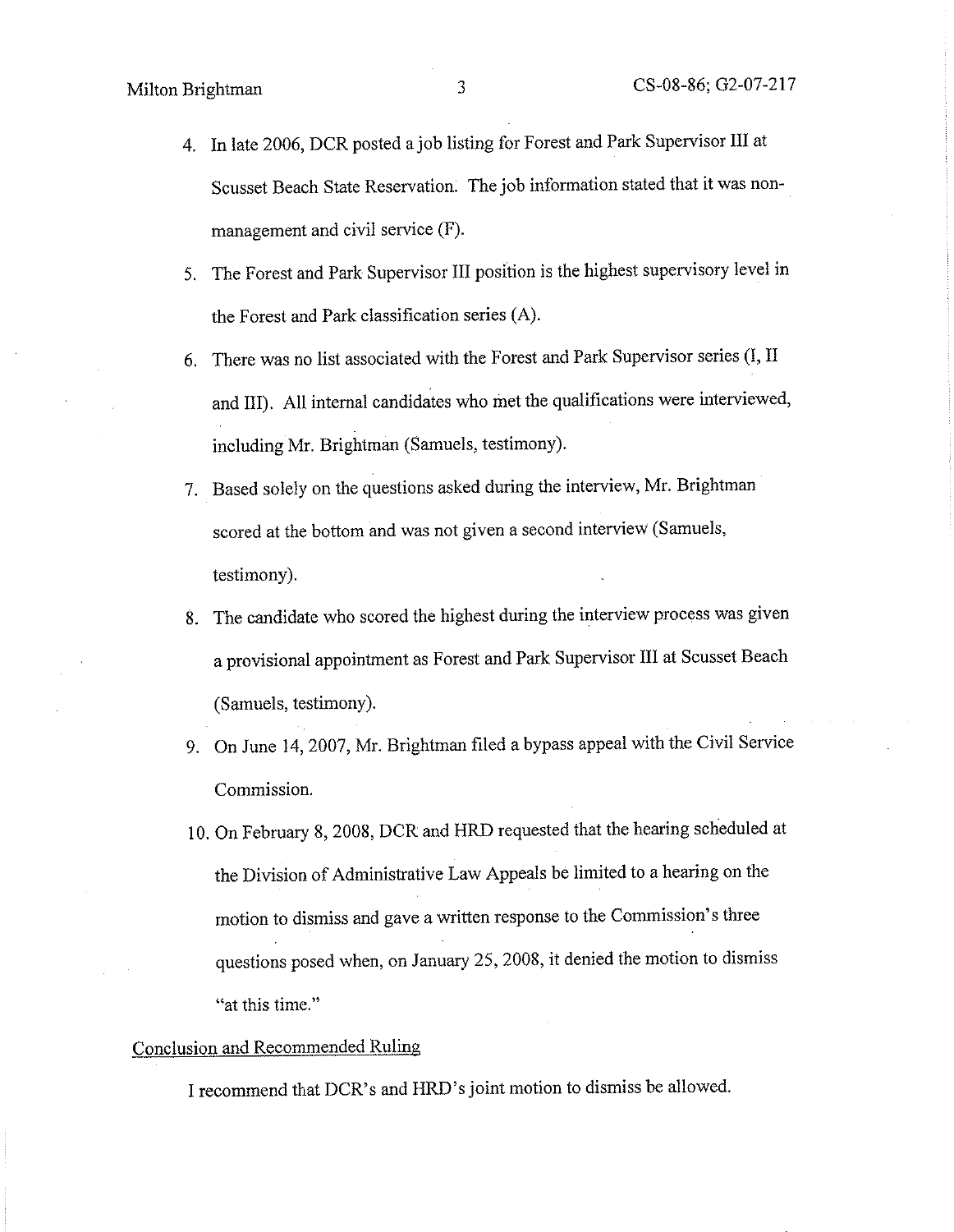4. In late 2006, DCR posted a job listing for Forest and Park Supervisor III at Scusset Beach State Reservation. The job information stated that it was non-management and civil service (F).

5. The Forest and Park Supervisor III position is the highest supervisory level in the Forest and Park classification series (A).

6. There was no list associated with the Forest and Park Supervisor series (I, II and III). All internal candidates who met the qualifications were interviewed, including Mr. Brightman (Samuels, testimony).

7. Based solely on the questions asked during the interview, Mr. Brightman scored at the bottom and was not given a second interview (Samuels, testimony).

8. The candidate who scored the highest during the interview process was given a provisional appointment as Forest and Park Supervisor III at Scusset Beach (Samuels, testimony).

9. On June 14, 2007, Mr. Brightman filed a bypass appeal with the Civil Service Commission.

10. On February 8, 2008, DCR and HRD requested that the hearing scheduled at the Division of Administrative Law Appeals be limited to a hearing on the motion to dismiss and gave a written response to the Commission's three questions posed when, on January 25, 2008, it denied the motion to dismiss "at this time."

## Conclusion and Recommended Ruling

I recommend that DCR's and HRD's joint motion to dismiss be allowed.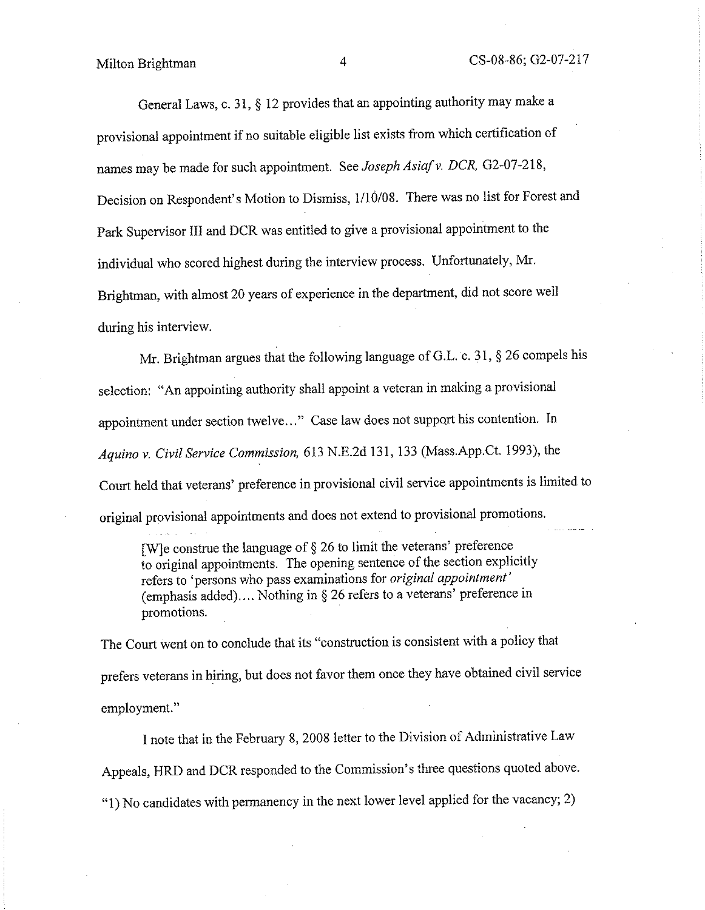General Laws, c. 31, § 12 provides that an appointing authority may make a provisional appointment if no suitable eligible list exists from which certification of names may be made for such appointment. See *Joseph Asiaf v. DCR,* G2-07-218, Decision on Respondent's Motion to Dismiss, 1/10/08. There was no list for Forest and Park Supervisor III and DCR was entitled to give a provisional appointment to the individual who scored highest during the interview process. Unfortunately, Mr. Brightman, with almost 20 years of experience in the department, did not score well during his interview.

Mr. Brightman argues that the following language of G.L. c. 31, § 26 compels his selection: "An appointing authority shall appoint a veteran in making a provisional appointment under section twelve..." Case law does not support his contention. In *Aquino v. Civil Service Commission,* 613 N.E.2d 131, 133 (Mass.App.Ct. 1993), the Court held that veterans' preference in provisional civil service appointments is limited to original provisional appointments and does not extend to provisional promotions.

> [W]e construe the language of § 26 to limit the veterans' preference to original appointments. The opening sentence of the section explicitly refers to 'persons who pass examinations for *original appointment'* (emphasis added).... Nothing in § 26 refers to a veterans' preference in promotions.

The Court went on to conclude that its "construction is consistent with a policy that prefers veterans in hiring, but does not favor them once they have obtained civil service employment."

I note that in the February 8, 2008 letter to the Division of Administrative Law Appeals, HRD and DCR responded to the Commission's three questions quoted above. "1) No candidates with permanency in the next lower level applied for the vacancy; 2)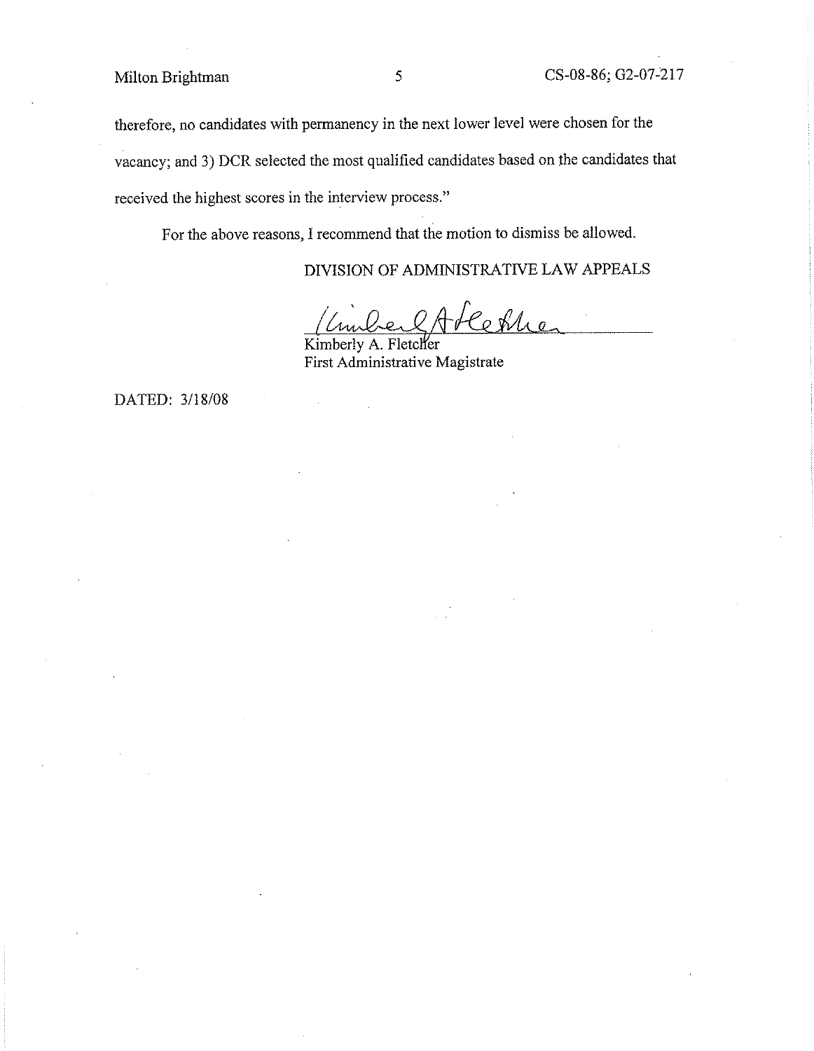therefore, no candidates with permanency in the next lower level were chosen for the vacancy; and 3) DCR selected the most qualified candidates based on the candidates that received the highest scores in the interview process."

For the above reasons, I recommend that the motion to dismiss be allowed.

DIVISION OF ADMINISTRATIVE LAW APPEALS

Kimberly A. Fletcher
First Administrative Magistrate

DATED: 3/18/08